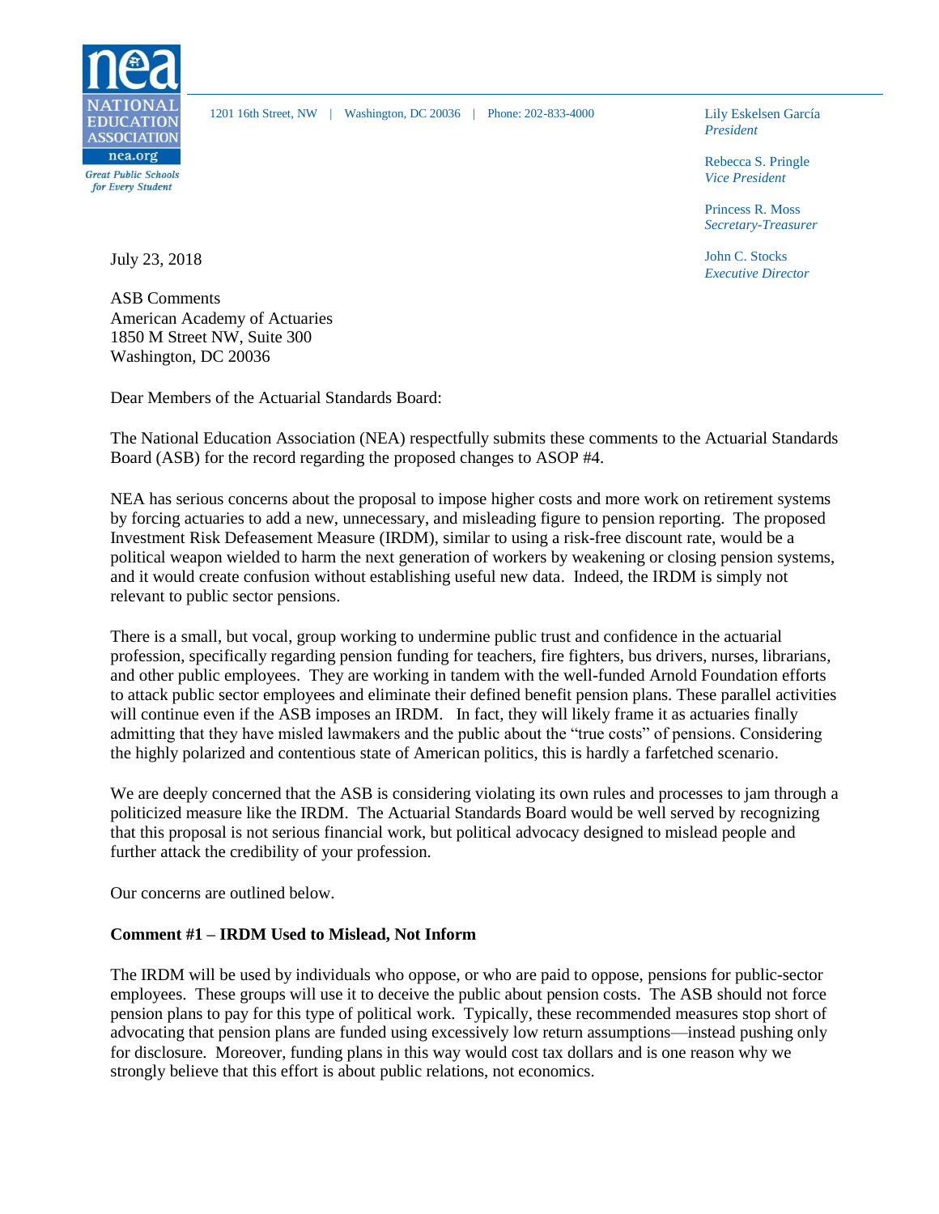NATIONAL EDUCATION ASSOCIATION
nea.org
*Great Public Schools for Every Student*

1201 16th Street, NW | Washington, DC 20036 | Phone: 202-833-4000

Lily Eskelsen García
*President*

Rebecca S. Pringle
*Vice President*

Princess R. Moss
*Secretary-Treasurer*

John C. Stocks
*Executive Director*

July 23, 2018

ASB Comments
American Academy of Actuaries
1850 M Street NW, Suite 300
Washington, DC 20036

Dear Members of the Actuarial Standards Board:

The National Education Association (NEA) respectfully submits these comments to the Actuarial Standards Board (ASB) for the record regarding the proposed changes to ASOP #4.

NEA has serious concerns about the proposal to impose higher costs and more work on retirement systems by forcing actuaries to add a new, unnecessary, and misleading figure to pension reporting. The proposed Investment Risk Defeasement Measure (IRDM), similar to using a risk-free discount rate, would be a political weapon wielded to harm the next generation of workers by weakening or closing pension systems, and it would create confusion without establishing useful new data. Indeed, the IRDM is simply not relevant to public sector pensions.

There is a small, but vocal, group working to undermine public trust and confidence in the actuarial profession, specifically regarding pension funding for teachers, fire fighters, bus drivers, nurses, librarians, and other public employees. They are working in tandem with the well-funded Arnold Foundation efforts to attack public sector employees and eliminate their defined benefit pension plans. These parallel activities will continue even if the ASB imposes an IRDM. In fact, they will likely frame it as actuaries finally admitting that they have misled lawmakers and the public about the "true costs" of pensions. Considering the highly polarized and contentious state of American politics, this is hardly a farfetched scenario.

We are deeply concerned that the ASB is considering violating its own rules and processes to jam through a politicized measure like the IRDM. The Actuarial Standards Board would be well served by recognizing that this proposal is not serious financial work, but political advocacy designed to mislead people and further attack the credibility of your profession.

Our concerns are outlined below.

**Comment #1 – IRDM Used to Mislead, Not Inform**

The IRDM will be used by individuals who oppose, or who are paid to oppose, pensions for public-sector employees. These groups will use it to deceive the public about pension costs. The ASB should not force pension plans to pay for this type of political work. Typically, these recommended measures stop short of advocating that pension plans are funded using excessively low return assumptions—instead pushing only for disclosure. Moreover, funding plans in this way would cost tax dollars and is one reason why we strongly believe that this effort is about public relations, not economics.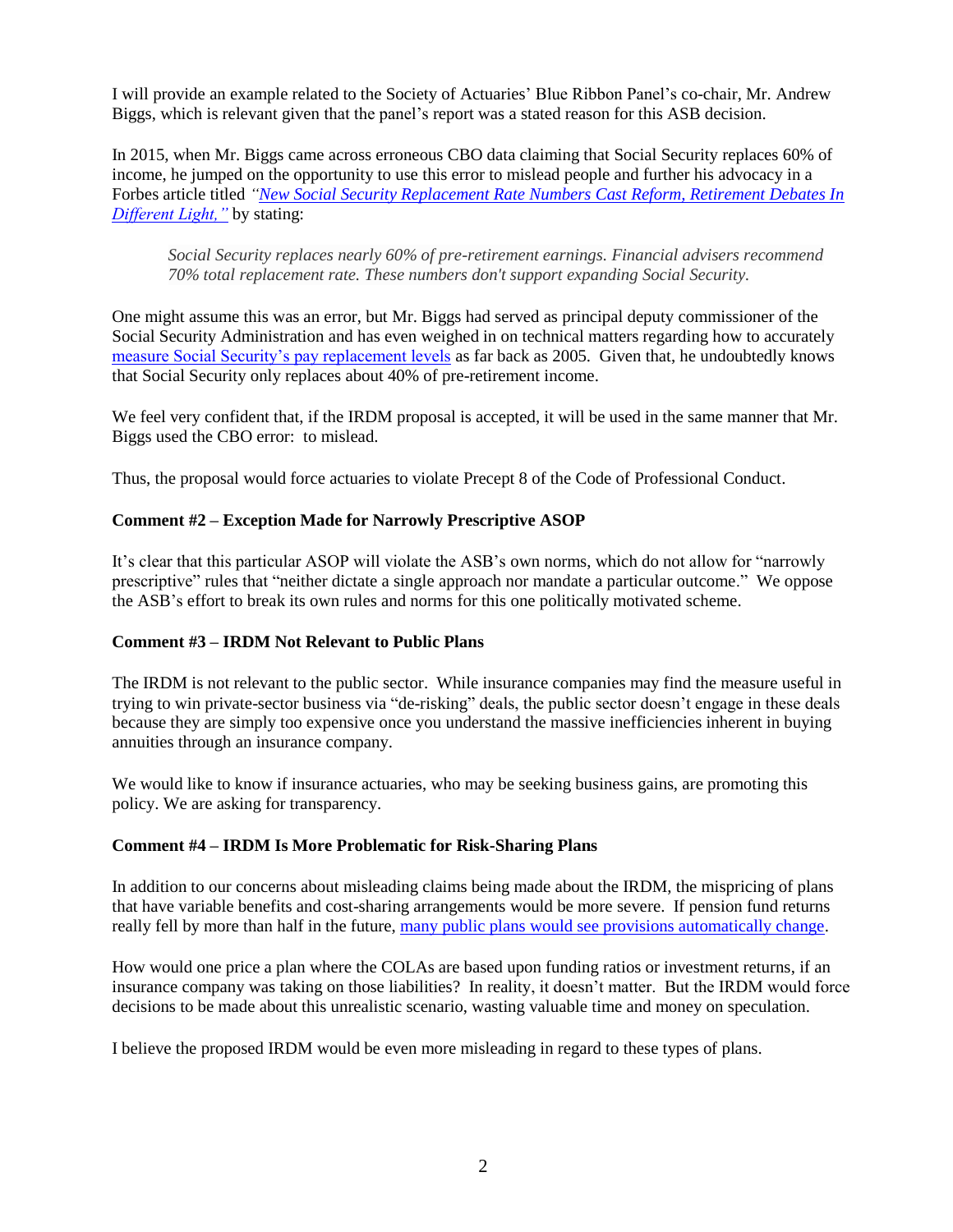I will provide an example related to the Society of Actuaries' Blue Ribbon Panel's co-chair, Mr. Andrew Biggs, which is relevant given that the panel's report was a stated reason for this ASB decision.

In 2015, when Mr. Biggs came across erroneous CBO data claiming that Social Security replaces 60% of income, he jumped on the opportunity to use this error to mislead people and further his advocacy in a Forbes article titled *"New Social Security Replacement Rate Numbers Cast Reform, Retirement Debates In Different Light,"* by stating:

> *Social Security replaces nearly 60% of pre-retirement earnings. Financial advisers recommend 70% total replacement rate. These numbers don't support expanding Social Security.*

One might assume this was an error, but Mr. Biggs had served as principal deputy commissioner of the Social Security Administration and has even weighed in on technical matters regarding how to accurately measure Social Security's pay replacement levels as far back as 2005. Given that, he undoubtedly knows that Social Security only replaces about 40% of pre-retirement income.

We feel very confident that, if the IRDM proposal is accepted, it will be used in the same manner that Mr. Biggs used the CBO error: to mislead.

Thus, the proposal would force actuaries to violate Precept 8 of the Code of Professional Conduct.

**Comment #2 – Exception Made for Narrowly Prescriptive ASOP**

It's clear that this particular ASOP will violate the ASB's own norms, which do not allow for "narrowly prescriptive" rules that "neither dictate a single approach nor mandate a particular outcome." We oppose the ASB's effort to break its own rules and norms for this one politically motivated scheme.

**Comment #3 – IRDM Not Relevant to Public Plans**

The IRDM is not relevant to the public sector. While insurance companies may find the measure useful in trying to win private-sector business via "de-risking" deals, the public sector doesn't engage in these deals because they are simply too expensive once you understand the massive inefficiencies inherent in buying annuities through an insurance company.

We would like to know if insurance actuaries, who may be seeking business gains, are promoting this policy. We are asking for transparency.

**Comment #4 – IRDM Is More Problematic for Risk-Sharing Plans**

In addition to our concerns about misleading claims being made about the IRDM, the mispricing of plans that have variable benefits and cost-sharing arrangements would be more severe. If pension fund returns really fell by more than half in the future, many public plans would see provisions automatically change.

How would one price a plan where the COLAs are based upon funding ratios or investment returns, if an insurance company was taking on those liabilities? In reality, it doesn't matter. But the IRDM would force decisions to be made about this unrealistic scenario, wasting valuable time and money on speculation.

I believe the proposed IRDM would be even more misleading in regard to these types of plans.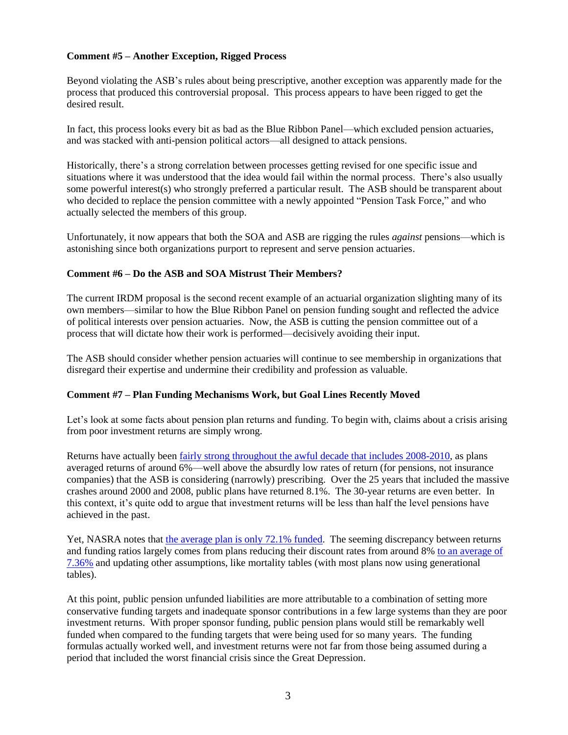**Comment #5 – Another Exception, Rigged Process**

Beyond violating the ASB's rules about being prescriptive, another exception was apparently made for the process that produced this controversial proposal. This process appears to have been rigged to get the desired result.

In fact, this process looks every bit as bad as the Blue Ribbon Panel—which excluded pension actuaries, and was stacked with anti-pension political actors—all designed to attack pensions.

Historically, there's a strong correlation between processes getting revised for one specific issue and situations where it was understood that the idea would fail within the normal process. There's also usually some powerful interest(s) who strongly preferred a particular result. The ASB should be transparent about who decided to replace the pension committee with a newly appointed "Pension Task Force," and who actually selected the members of this group.

Unfortunately, it now appears that both the SOA and ASB are rigging the rules *against* pensions—which is astonishing since both organizations purport to represent and serve pension actuaries.

**Comment #6 – Do the ASB and SOA Mistrust Their Members?**

The current IRDM proposal is the second recent example of an actuarial organization slighting many of its own members—similar to how the Blue Ribbon Panel on pension funding sought and reflected the advice of political interests over pension actuaries. Now, the ASB is cutting the pension committee out of a process that will dictate how their work is performed—decisively avoiding their input.

The ASB should consider whether pension actuaries will continue to see membership in organizations that disregard their expertise and undermine their credibility and profession as valuable.

**Comment #7 – Plan Funding Mechanisms Work, but Goal Lines Recently Moved**

Let's look at some facts about pension plan returns and funding. To begin with, claims about a crisis arising from poor investment returns are simply wrong.

Returns have actually been [fairly strong throughout the awful decade that includes 2008-2010](), as plans averaged returns of around 6%—well above the absurdly low rates of return (for pensions, not insurance companies) that the ASB is considering (narrowly) prescribing. Over the 25 years that included the massive crashes around 2000 and 2008, public plans have returned 8.1%. The 30-year returns are even better. In this context, it's quite odd to argue that investment returns will be less than half the level pensions have achieved in the past.

Yet, NASRA notes that [the average plan is only 72.1% funded](). The seeming discrepancy between returns and funding ratios largely comes from plans reducing their discount rates from around 8% [to an average of 7.36%]() and updating other assumptions, like mortality tables (with most plans now using generational tables).

At this point, public pension unfunded liabilities are more attributable to a combination of setting more conservative funding targets and inadequate sponsor contributions in a few large systems than they are poor investment returns. With proper sponsor funding, public pension plans would still be remarkably well funded when compared to the funding targets that were being used for so many years. The funding formulas actually worked well, and investment returns were not far from those being assumed during a period that included the worst financial crisis since the Great Depression.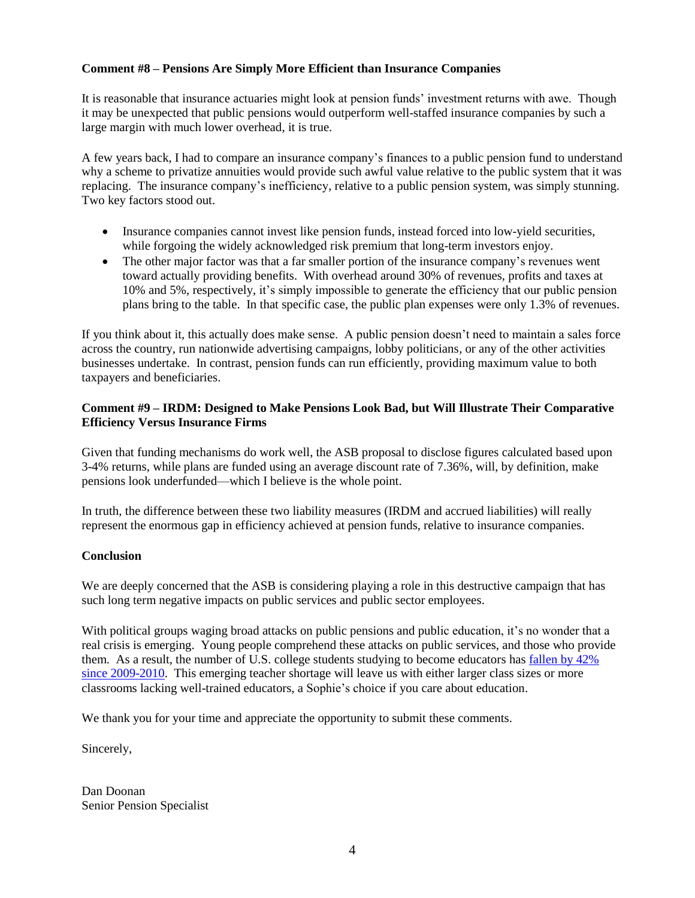**Comment #8 – Pensions Are Simply More Efficient than Insurance Companies**

It is reasonable that insurance actuaries might look at pension funds' investment returns with awe. Though it may be unexpected that public pensions would outperform well-staffed insurance companies by such a large margin with much lower overhead, it is true.

A few years back, I had to compare an insurance company's finances to a public pension fund to understand why a scheme to privatize annuities would provide such awful value relative to the public system that it was replacing. The insurance company's inefficiency, relative to a public pension system, was simply stunning. Two key factors stood out.

- Insurance companies cannot invest like pension funds, instead forced into low-yield securities, while forgoing the widely acknowledged risk premium that long-term investors enjoy.
- The other major factor was that a far smaller portion of the insurance company's revenues went toward actually providing benefits. With overhead around 30% of revenues, profits and taxes at 10% and 5%, respectively, it's simply impossible to generate the efficiency that our public pension plans bring to the table. In that specific case, the public plan expenses were only 1.3% of revenues.

If you think about it, this actually does make sense. A public pension doesn't need to maintain a sales force across the country, run nationwide advertising campaigns, lobby politicians, or any of the other activities businesses undertake. In contrast, pension funds can run efficiently, providing maximum value to both taxpayers and beneficiaries.

**Comment #9 – IRDM: Designed to Make Pensions Look Bad, but Will Illustrate Their Comparative Efficiency Versus Insurance Firms**

Given that funding mechanisms do work well, the ASB proposal to disclose figures calculated based upon 3-4% returns, while plans are funded using an average discount rate of 7.36%, will, by definition, make pensions look underfunded—which I believe is the whole point.

In truth, the difference between these two liability measures (IRDM and accrued liabilities) will really represent the enormous gap in efficiency achieved at pension funds, relative to insurance companies.

**Conclusion**

We are deeply concerned that the ASB is considering playing a role in this destructive campaign that has such long term negative impacts on public services and public sector employees.

With political groups waging broad attacks on public pensions and public education, it's no wonder that a real crisis is emerging. Young people comprehend these attacks on public services, and those who provide them. As a result, the number of U.S. college students studying to become educators has fallen by 42% since 2009-2010. This emerging teacher shortage will leave us with either larger class sizes or more classrooms lacking well-trained educators, a Sophie's choice if you care about education.

We thank you for your time and appreciate the opportunity to submit these comments.

Sincerely,

Dan Doonan
Senior Pension Specialist